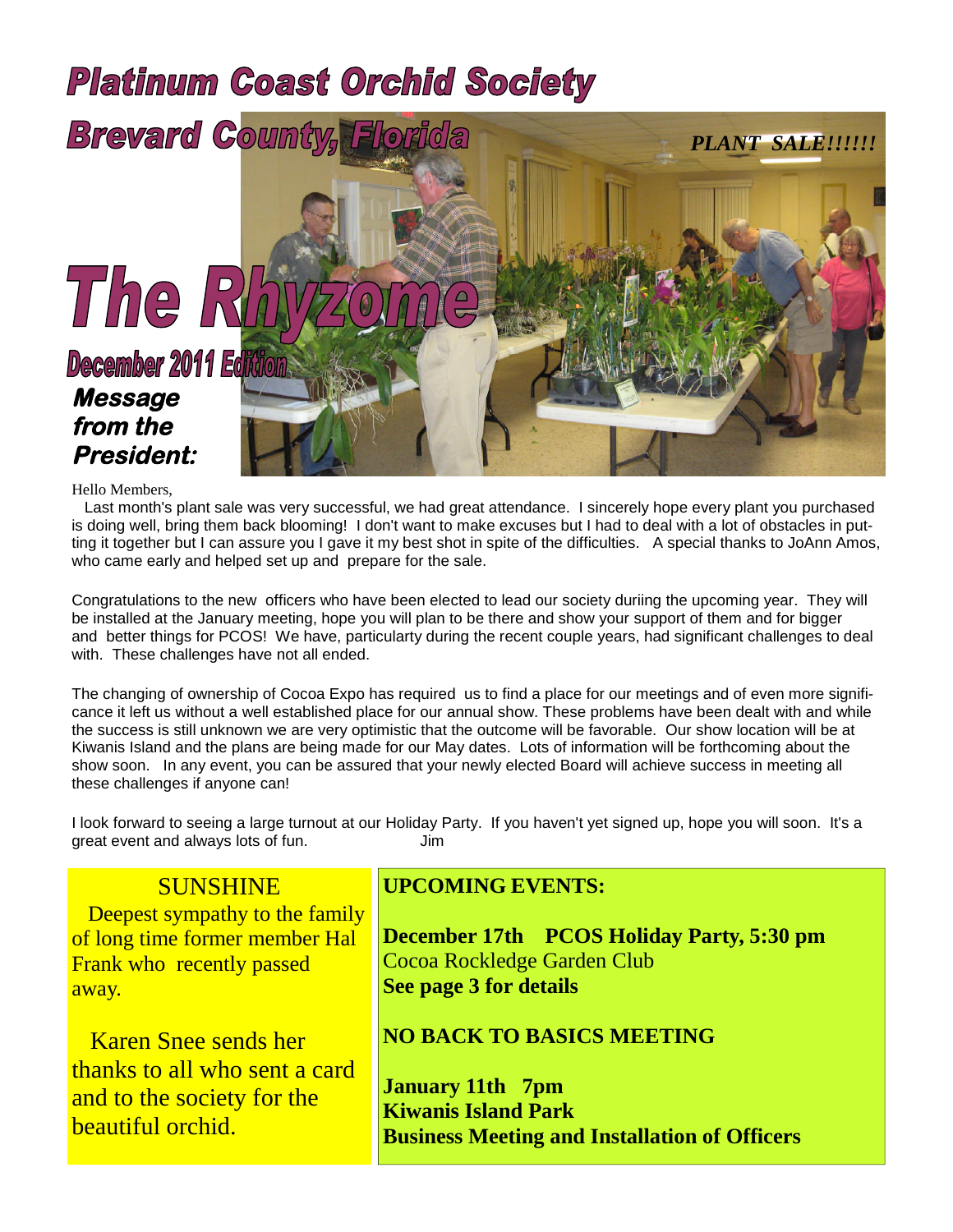# Platinum Coast Orchid Society

## Brevard County, Florida

*PLANT SALE!!!!!!*

# The Rhyzome

## December 2011 Edition

### *Message from the President:*

Hello Members,

Last month's plant sale was very successful, we had great attendance. I sincerely hope every plant you purchased is doing well, bring them back blooming! I don't want to make excuses but I had to deal with a lot of obstacles in putting it together but I can assure you I gave it my best shot in spite of the difficulties. A special thanks to JoAnn Amos, who came early and helped set up and prepare for the sale.

Congratulations to the new officers who have been elected to lead our society duriing the upcoming year. They will be installed at the January meeting, hope you will plan to be there and show your support of them and for bigger and better things for PCOS! We have, particularty during the recent couple years, had significant challenges to deal with. These challenges have not all ended.

The changing of ownership of Cocoa Expo has required us to find a place for our meetings and of even more significance it left us without a well established place for our annual show. These problems have been dealt with and while the success is still unknown we are very optimistic that the outcome will be favorable. Our show location will be at Kiwanis Island and the plans are being made for our May dates. Lots of information will be forthcoming about the show soon. In any event, you can be assured that your newly elected Board will achieve success in meeting all these challenges if anyone can!

I look forward to seeing a large turnout at our Holiday Party. If you haven't yet signed up, hope you will soon. It's a great event and always lots of fun. Jim

## SUNSHINE

Deepest sympathy to the family of long time former member Hal Frank who recently passed away.

Karen Snee sends her thanks to all who sent a card and to the society for the beautiful orchid.

## UPCOMING EVENTS:

**December 17th PCOS Holiday Party, 5:30 pm**
Cocoa Rockledge Garden Club
**See page 3 for details**

**NO BACK TO BASICS MEETING**

**January 11th 7pm**
**Kiwanis Island Park**
**Business Meeting and Installation of Officers**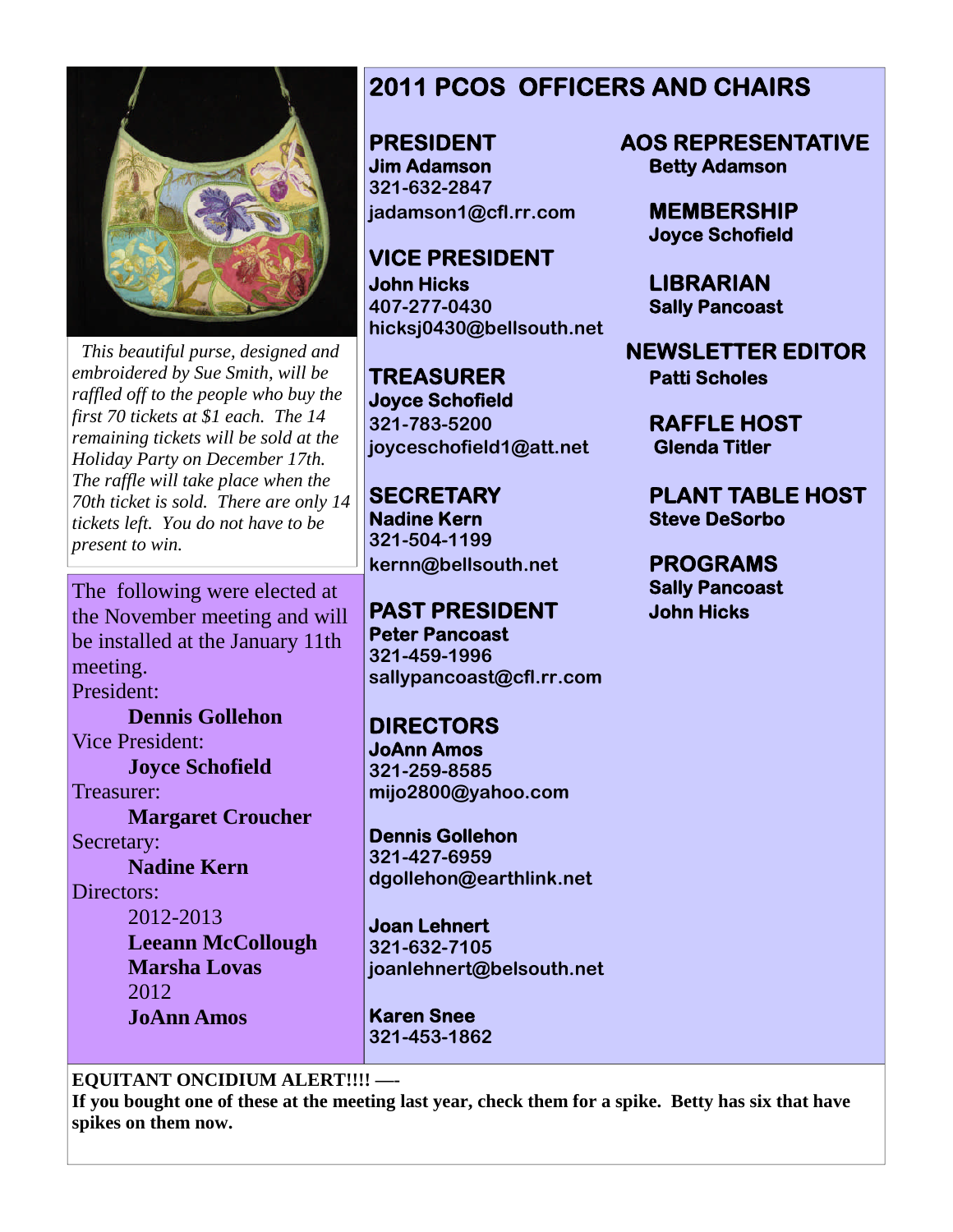*This beautiful purse, designed and embroidered by Sue Smith, will be raffled off to the people who buy the first 70 tickets at $1 each. The 14 remaining tickets will be sold at the Holiday Party on December 17th. The raffle will take place when the 70th ticket is sold. There are only 14 tickets left. You do not have to be present to win.*

The following were elected at the November meeting and will be installed at the January 11th meeting.

President:
**Dennis Gollehon**

Vice President:
**Joyce Schofield**

Treasurer:
**Margaret Croucher**

Secretary:
**Nadine Kern**

Directors:
2012-2013
**Leeann McCollough**
**Marsha Lovas**
2012
**JoAnn Amos**

# 2011 PCOS OFFICERS AND CHAIRS

## PRESIDENT
**Jim Adamson**
**321-632-2847**
**jadamson1@cfl.rr.com**

## VICE PRESIDENT
**John Hicks**
**407-277-0430**
**hicksj0430@bellsouth.net**

## TREASURER
**Joyce Schofield**
**321-783-5200**
**joyceschofield1@att.net**

## SECRETARY
**Nadine Kern**
**321-504-1199**
**kernn@bellsouth.net**

## PAST PRESIDENT
**Peter Pancoast**
**321-459-1996**
**sallypancoast@cfl.rr.com**

## DIRECTORS
**JoAnn Amos**
**321-259-8585**
**mijo2800@yahoo.com**

**Dennis Gollehon**
**321-427-6959**
**dgollehon@earthlink.net**

**Joan Lehnert**
**321-632-7105**
**joanlehnert@belsouth.net**

**Karen Snee**
**321-453-1862**

## AOS REPRESENTATIVE
**Betty Adamson**

## MEMBERSHIP
**Joyce Schofield**

## LIBRARIAN
**Sally Pancoast**

## NEWSLETTER EDITOR
**Patti Scholes**

## RAFFLE HOST
**Glenda Titler**

## PLANT TABLE HOST
**Steve DeSorbo**

## PROGRAMS
**Sally Pancoast**
**John Hicks**

**EQUITANT ONCIDIUM ALERT!!!! —-**
**If you bought one of these at the meeting last year, check them for a spike. Betty has six that have spikes on them now.**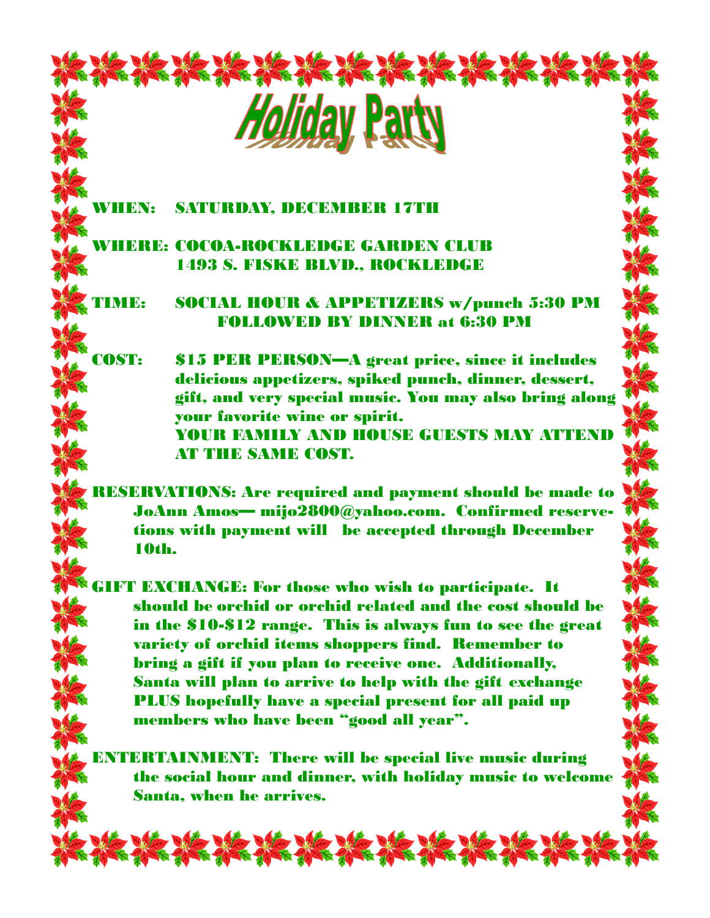# Holiday Party

**WHEN:** SATURDAY, DECEMBER 17TH

**WHERE:** COCOA-ROCKLEDGE GARDEN CLUB
1493 S. FISKE BLVD., ROCKLEDGE

**TIME:** SOCIAL HOUR & APPETIZERS w/punch 5:30 PM
FOLLOWED BY DINNER at 6:30 PM

**COST:** $15 PER PERSON—A great price, since it includes delicious appetizers, spiked punch, dinner, dessert, gift, and very special music. You may also bring along your favorite wine or spirit.
YOUR FAMILY AND HOUSE GUESTS MAY ATTEND AT THE SAME COST.

**RESERVATIONS:** Are required and payment should be made to JoAnn Amos— mijo2800@yahoo.com. Confirmed reservetions with payment will be accepted through December 10th.

**GIFT EXCHANGE:** For those who wish to participate. It should be orchid or orchid related and the cost should be in the $10-$12 range. This is always fun to see the great variety of orchid items shoppers find. Remember to bring a gift if you plan to receive one. Additionally, Santa will plan to arrive to help with the gift exchange PLUS hopefully have a special present for all paid up members who have been "good all year".

**ENTERTAINMENT:** There will be special live music during the social hour and dinner, with holiday music to welcome Santa, when he arrives.